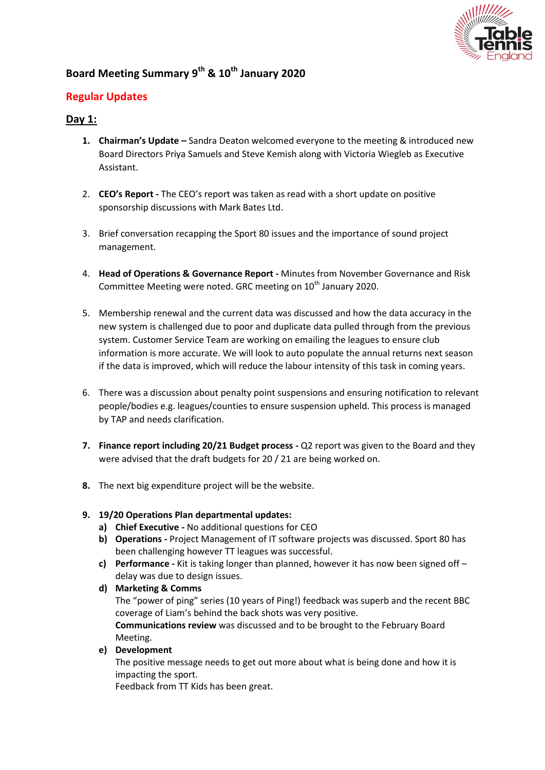# Board Meeting Summary 9th & 10th January 2020

## Regular Updates

### Day 1:

1. **Chairman's Update –** Sandra Deaton welcomed everyone to the meeting & introduced new Board Directors Priya Samuels and Steve Kemish along with Victoria Wiegleb as Executive Assistant.

2. **CEO's Report -** The CEO's report was taken as read with a short update on positive sponsorship discussions with Mark Bates Ltd.

3. Brief conversation recapping the Sport 80 issues and the importance of sound project management.

4. **Head of Operations & Governance Report -** Minutes from November Governance and Risk Committee Meeting were noted. GRC meeting on 10th January 2020.

5. Membership renewal and the current data was discussed and how the data accuracy in the new system is challenged due to poor and duplicate data pulled through from the previous system. Customer Service Team are working on emailing the leagues to ensure club information is more accurate. We will look to auto populate the annual returns next season if the data is improved, which will reduce the labour intensity of this task in coming years.

6. There was a discussion about penalty point suspensions and ensuring notification to relevant people/bodies e.g. leagues/counties to ensure suspension upheld. This process is managed by TAP and needs clarification.

7. **Finance report including 20/21 Budget process -** Q2 report was given to the Board and they were advised that the draft budgets for 20 / 21 are being worked on.

8. The next big expenditure project will be the website.

9. **19/20 Operations Plan departmental updates:**
   a) **Chief Executive -** No additional questions for CEO
   b) **Operations -** Project Management of IT software projects was discussed. Sport 80 has been challenging however TT leagues was successful.
   c) **Performance -** Kit is taking longer than planned, however it has now been signed off – delay was due to design issues.
   d) **Marketing & Comms**
      The "power of ping" series (10 years of Ping!) feedback was superb and the recent BBC coverage of Liam's behind the back shots was very positive.
      **Communications review** was discussed and to be brought to the February Board Meeting.
   e) **Development**
      The positive message needs to get out more about what is being done and how it is impacting the sport.
      Feedback from TT Kids has been great.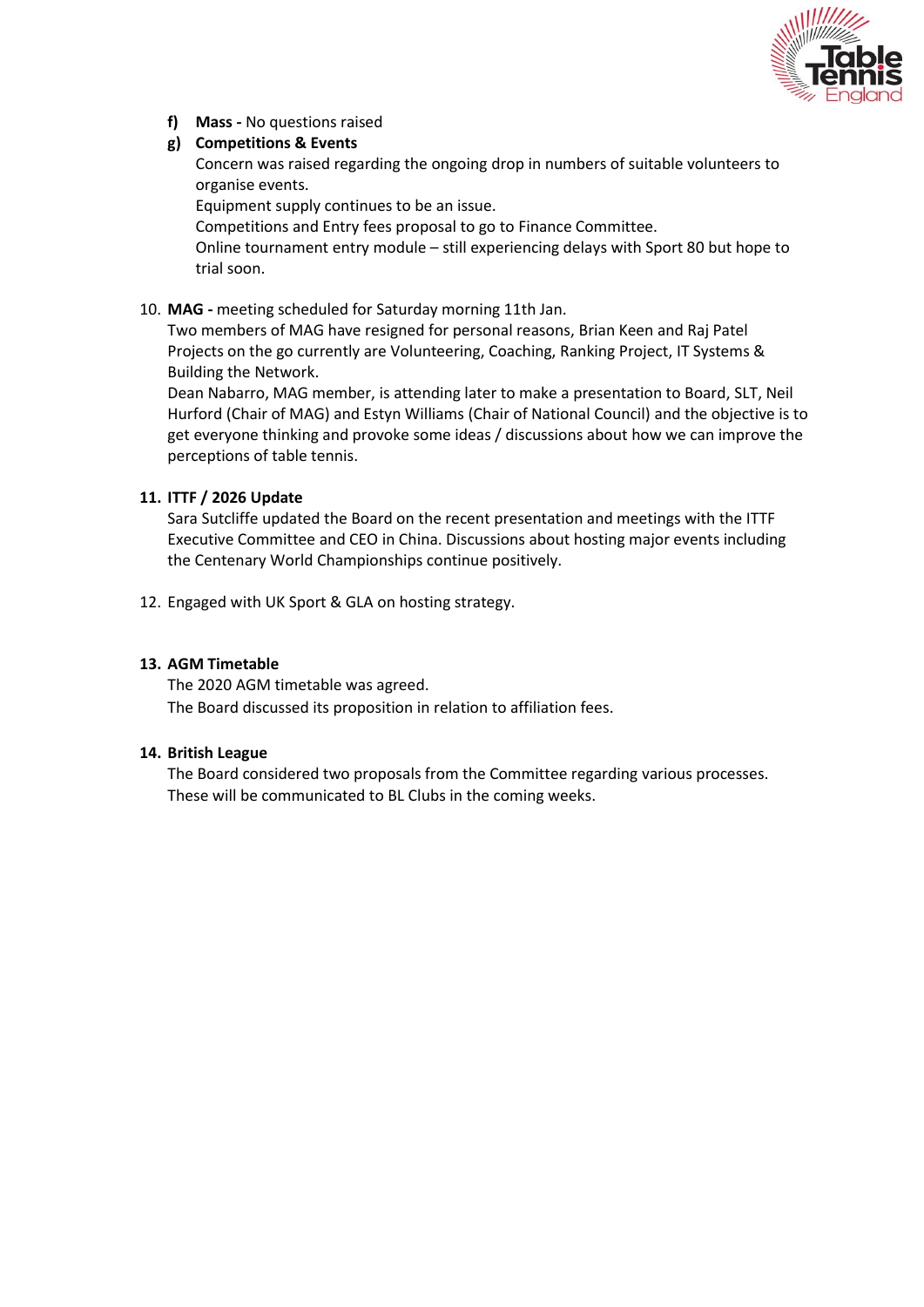f) **Mass -** No questions raised

g) **Competitions & Events**

   Concern was raised regarding the ongoing drop in numbers of suitable volunteers to organise events.
   Equipment supply continues to be an issue.
   Competitions and Entry fees proposal to go to Finance Committee.
   Online tournament entry module – still experiencing delays with Sport 80 but hope to trial soon.

10. **MAG -** meeting scheduled for Saturday morning 11th Jan.
    Two members of MAG have resigned for personal reasons, Brian Keen and Raj Patel
    Projects on the go currently are Volunteering, Coaching, Ranking Project, IT Systems & Building the Network.
    Dean Nabarro, MAG member, is attending later to make a presentation to Board, SLT, Neil Hurford (Chair of MAG) and Estyn Williams (Chair of National Council) and the objective is to get everyone thinking and provoke some ideas / discussions about how we can improve the perceptions of table tennis.

11. **ITTF / 2026 Update**
    Sara Sutcliffe updated the Board on the recent presentation and meetings with the ITTF Executive Committee and CEO in China. Discussions about hosting major events including the Centenary World Championships continue positively.

12. Engaged with UK Sport & GLA on hosting strategy.

13. **AGM Timetable**
    The 2020 AGM timetable was agreed.
    The Board discussed its proposition in relation to affiliation fees.

14. **British League**
    The Board considered two proposals from the Committee regarding various processes.
    These will be communicated to BL Clubs in the coming weeks.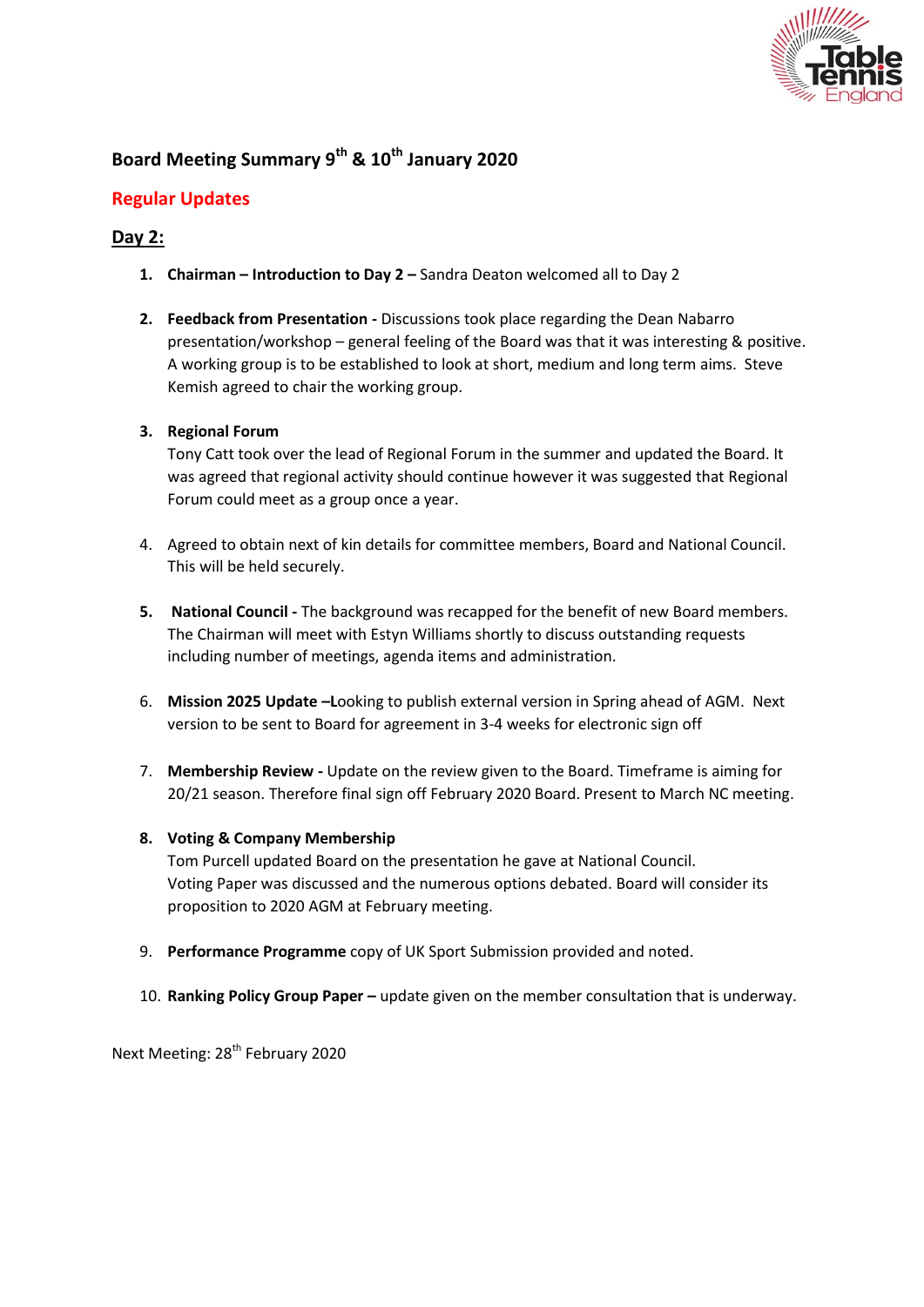## Board Meeting Summary 9th & 10th January 2020

### Regular Updates

### Day 2:

1. **Chairman – Introduction to Day 2 –** Sandra Deaton welcomed all to Day 2

2. **Feedback from Presentation -** Discussions took place regarding the Dean Nabarro presentation/workshop – general feeling of the Board was that it was interesting & positive. A working group is to be established to look at short, medium and long term aims. Steve Kemish agreed to chair the working group.

3. **Regional Forum**
   Tony Catt took over the lead of Regional Forum in the summer and updated the Board. It was agreed that regional activity should continue however it was suggested that Regional Forum could meet as a group once a year.

4. Agreed to obtain next of kin details for committee members, Board and National Council. This will be held securely.

5. **National Council -** The background was recapped for the benefit of new Board members. The Chairman will meet with Estyn Williams shortly to discuss outstanding requests including number of meetings, agenda items and administration.

6. **Mission 2025 Update –L**ooking to publish external version in Spring ahead of AGM. Next version to be sent to Board for agreement in 3-4 weeks for electronic sign off

7. **Membership Review -** Update on the review given to the Board. Timeframe is aiming for 20/21 season. Therefore final sign off February 2020 Board. Present to March NC meeting.

8. **Voting & Company Membership**
   Tom Purcell updated Board on the presentation he gave at National Council.
   Voting Paper was discussed and the numerous options debated. Board will consider its proposition to 2020 AGM at February meeting.

9. **Performance Programme** copy of UK Sport Submission provided and noted.

10. **Ranking Policy Group Paper –** update given on the member consultation that is underway.

Next Meeting: 28th February 2020